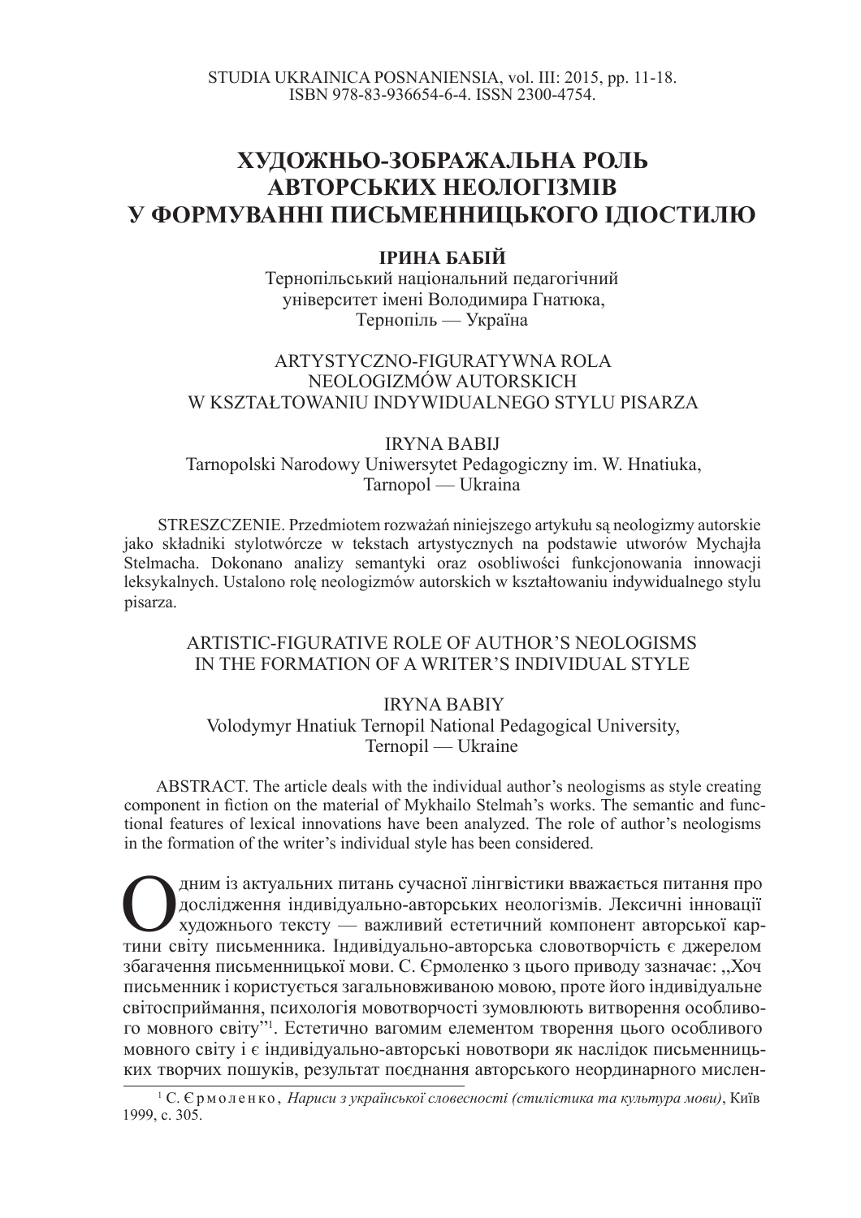STUDIA UKRAINICA POSNANIENSIA, vol. III: 2015, pp. 11-18.
ISBN 978-83-936654-6-4. ISSN 2300-4754.

# ХУДОЖНЬО-ЗОБРАЖАЛЬНА РОЛЬ АВТОРСЬКИХ НЕОЛОГІЗМІВ У ФОРМУВАННІ ПИСЬМЕННИЦЬКОГО ІДІОСТИЛЮ

**ІРИНА БАБІЙ**

Тернопільський національний педагогічний університет імені Володимира Гнатюка, Тернопіль — Україна

## ARTYSTYCZNO-FIGURATYWNA ROLA NEOLOGIZMÓW AUTORSKICH W KSZTAŁTOWANIU INDYWIDUALNEGO STYLU PISARZA

IRYNA BABIJ

Tarnopolski Narodowy Uniwersytet Pedagogiczny im. W. Hnatiuka, Tarnopol — Ukraina

STRESZCZENIE. Przedmiotem rozważań niniejszego artykułu są neologizmy autorskie jako składniki stylotwórcze w tekstach artystycznych na podstawie utworów Mychajła Stelmacha. Dokonano analizy semantyki oraz osobliwości funkcjonowania innowacji leksykalnych. Ustalono rolę neologizmów autorskich w kształtowaniu indywidualnego stylu pisarza.

## ARTISTIC-FIGURATIVE ROLE OF AUTHOR'S NEOLOGISMS IN THE FORMATION OF A WRITER'S INDIVIDUAL STYLE

IRYNA BABIY

Volodymyr Hnatiuk Ternopil National Pedagogical University, Ternopil — Ukraine

ABSTRACT. The article deals with the individual author's neologisms as style creating component in fiction on the material of Mykhailo Stelmah's works. The semantic and functional features of lexical innovations have been analyzed. The role of author's neologisms in the formation of the writer's individual style has been considered.

Одним із актуальних питань сучасної лінгвістики вважається питання про дослідження індивідуально-авторських неологізмів. Лексичні інновації художнього тексту — важливий естетичний компонент авторської картини світу письменника. Індивідуально-авторська словотворчість є джерелом збагачення письменницької мови. С. Єрмоленко з цього приводу зазначає: „Хоч письменник і користується загальновживаною мовою, проте його індивідуальне світосприймання, психологія мовотворчості зумовлюють витворення особливого мовного світу"[1]. Естетично вагомим елементом творення цього особливого мовного світу і є індивідуально-авторські новотвори як наслідок письменницьких творчих пошуків, результат поєднання авторського неординарного мислен-

[1] С. Єрмоленко, *Нариси з української словесності (стилістика та культура мови)*, Київ 1999, с. 305.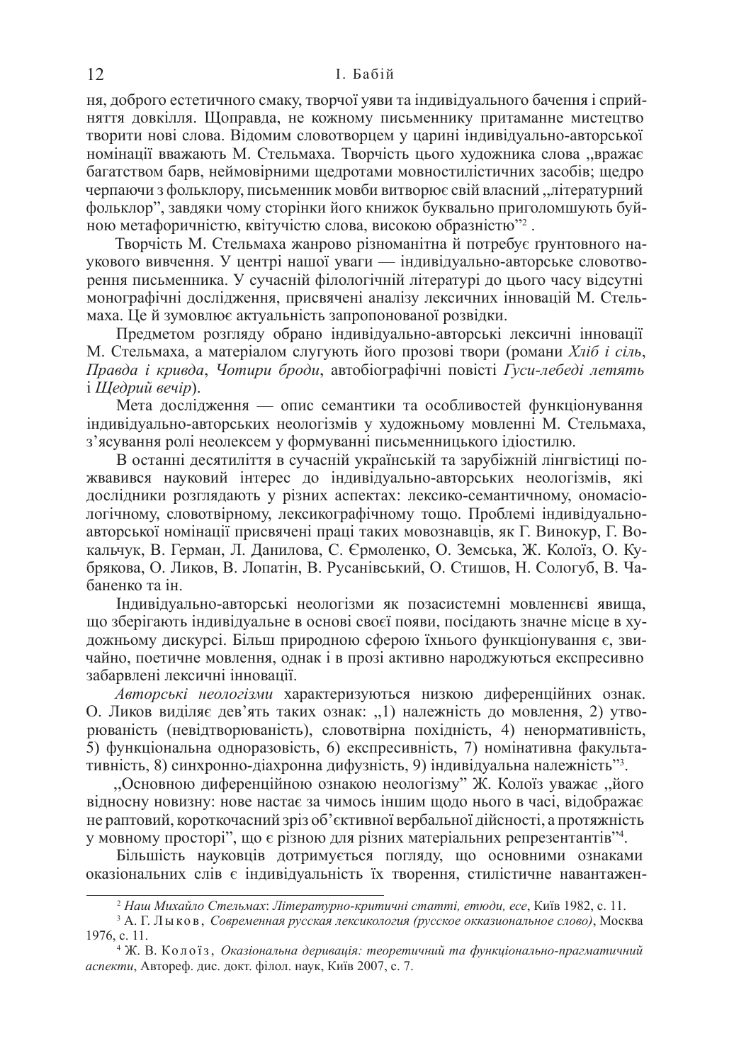ня, доброго естетичного смаку, творчої уяви та індивідуального бачення і сприйняття довкілля. Щоправда, не кожному письменнику притаманне мистецтво творити нові слова. Відомим словотворцем у царині індивідуально-авторської номінації вважають М. Стельмаха. Творчість цього художника слова „вражає багатством барв, неймовірними щедротами мовностилістичних засобів; щедро черпаючи з фольклору, письменник мовби витворює свій власний „літературний фольклор", завдяки чому сторінки його книжок буквально приголомшують буйною метафоричністю, квітучістю слова, високою образністю"[2] .

Творчість М. Стельмаха жанрово різноманітна й потребує ґрунтовного наукового вивчення. У центрі нашої уваги — індивідуально-авторське словотворення письменника. У сучасній філологічній літературі до цього часу відсутні монографічні дослідження, присвячені аналізу лексичних інновацій М. Стельмаха. Це й зумовлює актуальність запропонованої розвідки.

Предметом розгляду обрано індивідуально-авторські лексичні інновації М. Стельмаха, а матеріалом слугують його прозові твори (романи *Хліб і сіль*, *Правда і кривда*, *Чотири броди*, автобіографічні повісті *Гуси-лебеді летять* і *Щедрий вечір*).

Мета дослідження — опис семантики та особливостей функціонування індивідуально-авторських неологізмів у художньому мовленні М. Стельмаха, з'ясування ролі неолексем у формуванні письменницького ідіостилю.

В останні десятиліття в сучасній українській та зарубіжній лінгвістиці пожвавився науковий інтерес до індивідуально-авторських неологізмів, які дослідники розглядають у різних аспектах: лексико-семантичному, ономасіологічному, словотвірному, лексикографічному тощо. Проблемі індивідуально-авторської номінації присвячені праці таких мовознавців, як Г. Винокур, Г. Вокальчук, В. Герман, Л. Данилова, С. Єрмоленко, О. Земська, Ж. Колоїз, О. Кубрякова, О. Ли935ков, В. Лопатін, В. Русанівський, О. Стишов, Н. Сологуб, В. Чабаненко та ін.

Індивідуально-авторські неологізми як позасистемні мовленнєві явища, що зберігають індивідуальне в основі своєї появи, посідають значне місце в художньому дискурсі. Більш природною сферою їхнього функціонування є, звичайно, поетичне мовлення, однак і в прозі активно народжуються експресивно забарвлені лексичні інновації.

*Авторські неологізми* характеризуються низкою диференційних ознак. О. Лиknown виділяє дев'ять таких ознак: „1) належність до мовлення, 2) утворюваність (невідтворюваність), словотвірна похідність, 4) ненормативність, 5) функціональна одноразовість, 6) експресивність, 7) номінативна факультативність, 8) синхронно-діахронна дифузність, 9) індивідуальна належність"[3].

„Основною диференційною ознакою неологізму" Ж. Колоїз уважає „його відносну новизну: нове настає за чимось іншим щодо нього в часі, відображає не раптовий, короткочасний зріз об'єктивної вербальної дійсності, а протяжність у мовному просторі", що є різною для різних матеріальних репрезентантів"[4].

Більшість науковців дотримується погляду, що основними ознаками оказіональних слів є індивідуальність їх творення, стилістичне навантажен-

---

[2] *Наш Михайло Стельмах*: *Літературно-критичні статті, етюди, есе*, Київ 1982, с. 11.

[3] А. Г. Лыков, *Современная русская лексикология (русское окказиональное слово)*, Москва 1976, с. 11.

[4] Ж. В. Колоїз, *Оказіональна деривація: теоретичний та функціонально-прагматичний аспекти*, Автореф. дис. докт. філол. наук, Київ 2007, с. 7.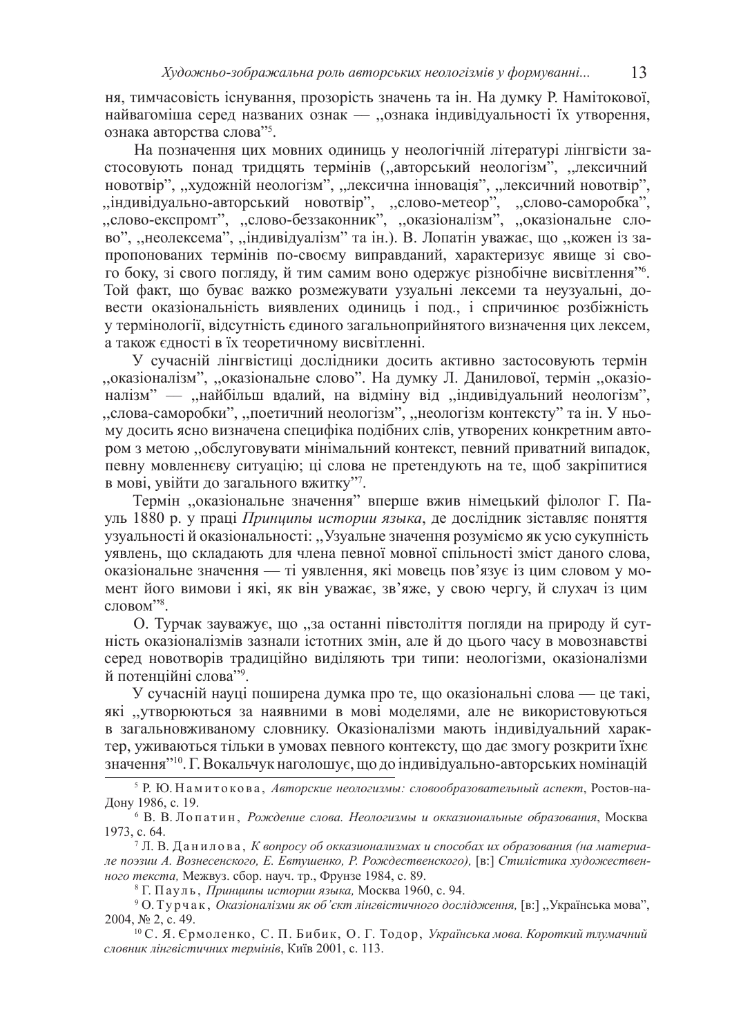ня, тимчасовість існування, прозорість значень та ін. На думку Р. Намітокової, найвагоміша серед названих ознак — ,,ознака індивідуальності їх утворення, ознака авторства слова"[5].

На позначення цих мовних одиниць у неологічній літературі лінгвісти застосовують понад тридцять термінів (,,авторський неологізм", ,,лексичний новотвір", ,,художній неологізм", ,,лексична інновація", ,,лексичний новотвір", ,,індивідуально-авторський новотвір", ,,слово-метеор", ,,слово-саморобка", ,,слово-експромт", ,,слово-беззаконник", ,,оказіоналізм", ,,оказіональне слово", ,,неолексема", ,,індивідуалізм" та ін.). В. Лопатін уважає, що ,,кожен із запропонованих термінів по-своєму виправданий, характеризує явище зі свого боку, зі свого погляду, й тим самим воно одержує різнобічне висвітлення"[6]. Той факт, що буває важко розмежувати узуальні лексеми та неузуальні, довести оказіональність виявлених одиниць і под., і спричинює розбіжність у термінології, відсутність єдиного загальноприйнятого визначення цих лексем, а також єдності в їх теоретичному висвітленні.

У сучасній лінгвістиці дослідники досить активно застосовують термін ,,оказіоналізм", ,,оказіональне слово". На думку Л. Данилової, термін ,,оказіоналізм" — ,,найбільш вдалий, на відміну від ,,індивідуальний неологізм", ,,слова-саморобки", ,,поетичний неологізм", ,,неологізм контексту" та ін. У ньому досить ясно визначена специфіка подібних слів, утворених конкретним автором з метою ,,обслуговувати мінімальний контекст, певний приватний випадок, певну мовленнєву ситуацію; ці слова не претендують на те, щоб закріпитися в мові, увійти до загального вжитку"[7].

Термін ,,оказіональне значення" вперше вжив німецький філолог Г. Пауль 1880 р. у праці *Принципы истории языка*, де дослідник зіставляє поняття узуальності й оказіональності: ,,Узуальне значення розуміємо як усю сукупність уявлень, що складають для члена певної мовної спільності зміст даного слова, оказіональне значення — ті уявлення, які мовець пов'язує із цим словом у момент його вимови і які, як він уважає, зв'яже, у свою чергу, й слухач із цим словом"[8].

О. Турчак зауважує, що ,,за останні півстоліття погляди на природу й сутність оказіоналізмів зазнали істотних змін, але й до цього часу в мовознавстві серед новотворів традиційно виділяють три типи: неологізми, оказіоналізми й потенційні слова"[9].

У сучасній науці поширена думка про те, що оказіональні слова — це такі, які ,,утворюються за наявними в мові моделями, але не використовуються в загальновживаному словнику. Оказіоналізми мають індивідуальний характер, уживаються тільки в умовах певного контексту, що дає змогу розкрити їхнє значення"[10]. Г. Вокальчук наголошує, що до індивідуально-авторських номінацій

---

[5] Р. Ю. Намитокова, *Авторские неологизмы: словообразовательный аспект*, Ростов-на-Дону 1986, с. 19.

[6] В. В. Лопатин, *Рождение слова. Неологизмы и окказиональные образования*, Москва 1973, с. 64.

[7] Л. В. Данилова, *К вопросу об окказионализмах и способах их образования (на материале поэзии А. Вознесенского, Е. Евтушенко, Р. Рождественского),* [в:] *Стилистика художественного текста,* Межвуз. сбор. науч. тр., Фрунзе 1984, с. 89.

[8] Г. Пауль, *Принципы истории языка,* Москва 1960, с. 94.

[9] О. Турчак, *Оказіоналізми як об'єкт лінгвістичного дослідження,* [в:] ,,Українська мова", 2004, № 2, с. 49.

[10] С. Я. Єрмоленко, С. П. Бибик, О. Г. Тодор, *Українська мова. Короткий тлумачний словник лінгвістичних термінів*, Київ 2001, с. 113.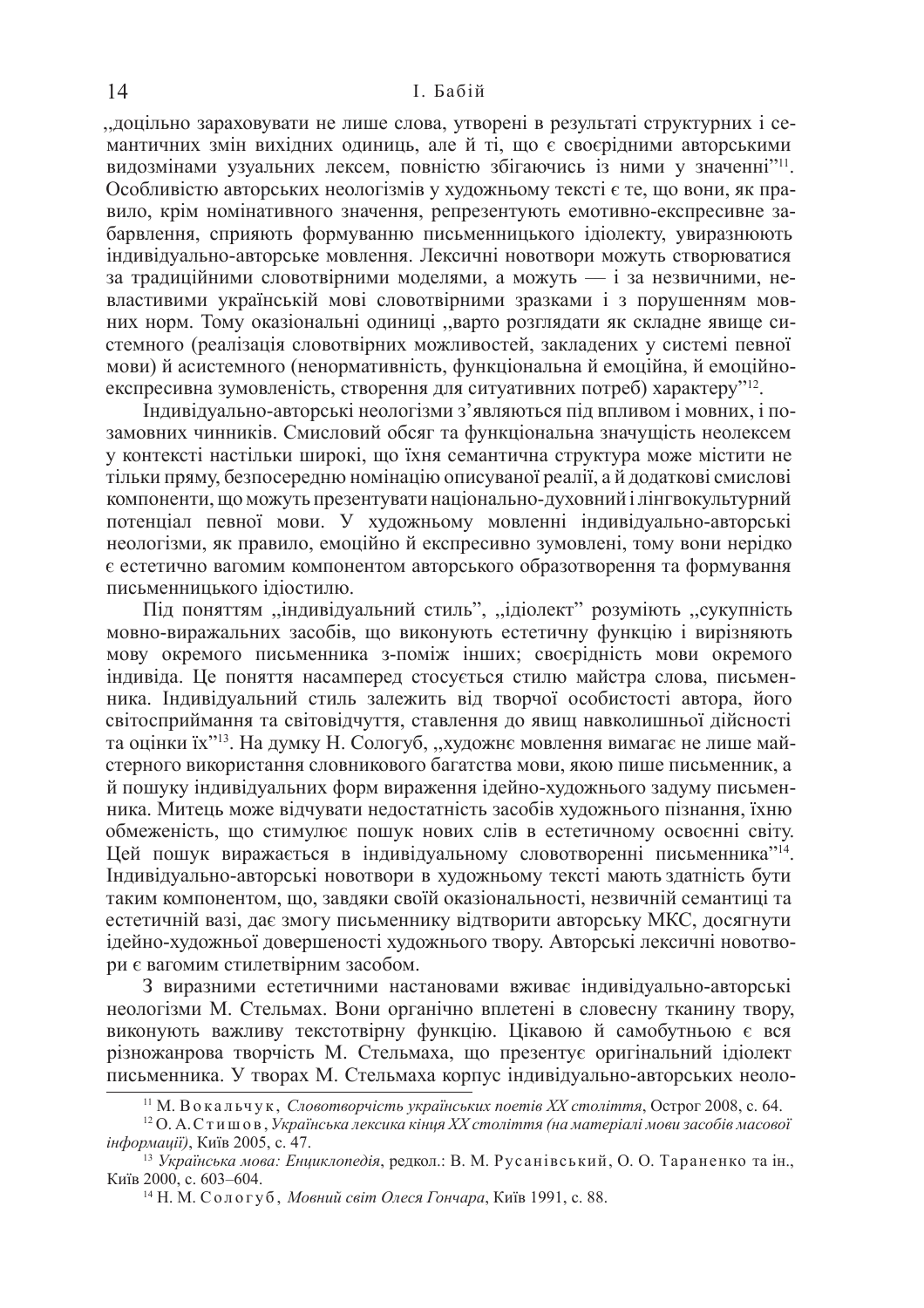„доцільно зараховувати не лише слова, утворені в результаті структурних і семантичних змін вихідних одиниць, але й ті, що є своєрідними авторськими видозмінами узуальних лексем, повністю збігаючись із ними у значенні”[11]. Особливістю авторських неологізмів у художньому тексті є те, що вони, як правило, крім номінативного значення, репрезентують емотивно-експресивне забарвлення, сприяють формуванню письменницького ідіолекту, увиразнюють індивідуально-авторське мовлення. Лексичні новотвори можуть створюватися за традиційними словотвірними моделями, а можуть — і за незвичними, невластивими українській мові словотвірними зразками і з порушенням мовних норм. Тому оказіональні одиниці „варто розглядати як складне явище системного (реалізація словотвірних можливостей, закладених у системі певної мови) й асистемного (ненормативність, функціональна й емоційна, й емоційно-експресивна зумовленість, створення для ситуативних потреб) характеру”[12].

Індивідуально-авторські неологізми з'являються під впливом і мовних, і позамовних чинників. Смисловий обсяг та функціональна значущість неолексем у контексті настільки широкі, що їхня семантична структура може містити не тільки пряму, безпосередню номінацію описуваної реалії, а й додаткові смислові компоненти, що можуть презентувати національно-духовний і лінгвокультурний потенціал певної мови. У художньому мовленні індивідуально-авторські неологізми, як правило, емоційно й експресивно зумовлені, тому вони нерідко є естетично вагомим компонентом авторського образотворення та формування письменницького ідіостилю.

Під поняттям „індивідуальний стиль”, „ідіолект” розуміють „сукупність мовно-виражальних засобів, що виконують естетичну функцію і вирізняють мову окремого письменника з-поміж інших; своєрідність мови окремого індивіда. Це поняття насамперед стосується стилю майстра слова, письменника. Індивідуальний стиль залежить від творчої особистості автора, його світосприймання та світовідчуття, ставлення до явищ навколишньої дійсності та оцінки їх”[13]. На думку Н. Сологуб, „художнє мовлення вимагає не лише майстерного використання словникового багатства мови, якою пише письменник, а й пошуку індивідуальних форм вираження ідейно-художнього задуму письменника. Митець може відчувати недостатність засобів художнього пізнання, їхню обмеженість, що стимулює пошук нових слів в естетичному освоєнні світу. Цей пошук виражається в індивідуальному словотворенні письменника”[14]. Індивідуально-авторські новотвори в художньому тексті мають здатність бути таким компонентом, що, завдяки своїй оказіональності, незвичній семантиці та естетичній вазі, дає змогу письменнику відтворити авторську МКС, досягнути ідейно-художньої довершеності художнього твору. Авторські лексичні новотвори є вагомим стилетвірним засобом.

З виразними естетичними настановами вживає індивідуально-авторські неологізми М. Стельмах. Вони органічно вплетені в словесну тканину твору, виконують важливу текстотвірну функцію. Цікавою й самобутньою є вся різножанрова творчість М. Стельмаха, що презентує оригінальний ідіолект письменника. У творах М. Стельмаха корпус індивідуально-авторських неоло-

---

[11] М. Вокальчук, *Словотворчість українських поетів ХХ століття*, Острог 2008, с. 64.

[12] О. А. Стишов, *Українська лексика кінця ХХ століття (на матеріалі мови засобів масової інформації)*, Київ 2005, с. 47.

[13] *Українська мова: Енциклопедія*, редкол.: В. М. Русанівський, О. О. Тараненко та ін., Київ 2000, с. 603–604.

[14] Н. М. Сологуб, *Мовний світ Олеся Гончара*, Київ 1991, с. 88.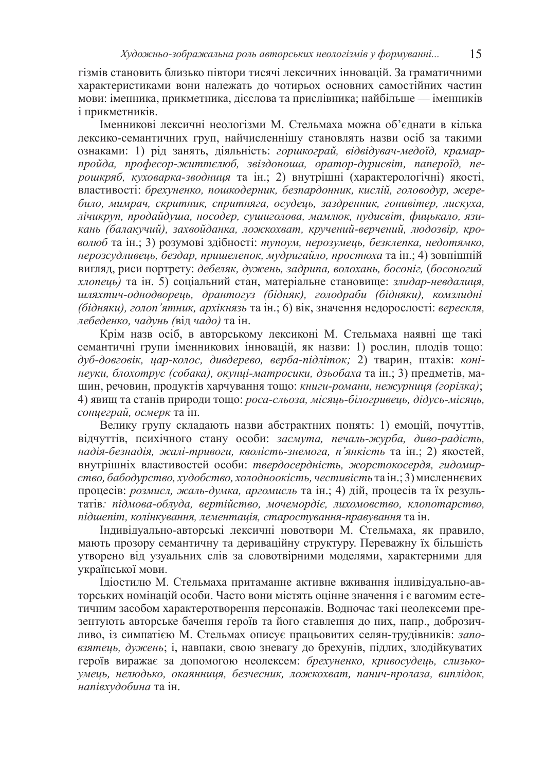гізмів становить близько півтори тисячі лексичних інновацій. За граматичними характеристиками вони належать до чотирьох основних самостійних частин мови: іменника, прикметника, дієслова та прислівника; найбільше — іменників і прикметників.

Іменникові лексичні неологізми М. Стельмаха можна об’єднати в кілька лексико-семантичних груп, найчисленнішу становлять назви осіб за такими ознаками: 1) рід занять, діяльність: *горшкограй, відвідувач-медоїд, крамар-пройда, професор-життєлюб, звіздоноша, оратор-дурисвіт, папероїд, перошкряб, куховарка-зводниця* та ін.; 2) внутрішні (характерологічні) якості, властивості: *брехуненко, пошкодерник, безпардонник, кислій, головодур, жеребило, мимрач, скритник, спритняга, осудець, заздренник, гонивітер, лискуха, лічикруп, продайдуша, носодер, сушиголова, мамлюк, нудисвіт, фицькало, язикань (балакучий), захвойданка, ложкохват, кручений-верчений, людозвір, кроволюб* та ін.; 3) розумові здібності: *тупоум, нерозумець, безклепка, недотямко, нерозсудливець, бездар, пришелепок, мудригайло, простюха* та ін.; 4) зовнішній вигляд, риси портрету: *дебеляк, дужень, задрипа, волохань, босоніг,* (*босоногий хлопець)* та ін. 5) соціальний стан, матеріальне становище: *злидар-невдалиця, шляхтич-однодворець, дрантогуз (бідняк), голодраби (бідняки), комзлидні (бідняки), голоп’ятник, архікнязь* та ін.; 6) вік, значення недорослості: *верескля, лебеденко, чадунь (*від *чадо)* та ін.

Крім назв осіб, в авторському лексиконі М. Стельмаха наявні ще такі семантичні групи іменникових інновацій, як назви: 1) рослин, плодів тощо: *дуб-довговік, цар-колос, дивдерево, верба-підліток;* 2) тварин, птахів: *коні-неуки, блохотрус (собака), окунці-матросики, дзьобаха* та ін.; 3) предметів, машин, речовин, продуктів харчування тощо: *книги-романи, нежурниця (горілка)*; 4) явищ та станів природи тощо: *роса-сльоза, місяць-білогривець, дідусь-місяць, сонцеграй, осмерк* та ін.

Велику групу складають назви абстрактних понять: 1) емоцій, почуттів, відчуттів, психічного стану особи: *засмута, печаль-журба, диво-радість, надія-безнадія, жалі-тривоги, кволість-знемога, п’янкість* та ін.; 2) якостей, внутрішніх властивостей особи: *твердосердність, жорстокосердя, гидомирство, бабодурство, худобство, холодноокість, честивість* та ін.; 3) мисленнєвих процесів: *розмисл, жаль-думка, аргомисль* та ін.; 4) дій, процесів та їх результатів*: підмова-облуда, вертійство, мочемордіє, лихомовство, клопотарство, підшепіт, колінкування, лементація, старостування-правування* та ін.

Індивідуально-авторські лексичні новотвори М. Стельмаха, як правило, мають прозору семантичну та дериваційну структуру. Переважну їх більшість утворено від узуальних слів за словотвірними моделями, характерними для української мови.

Ідіостилю М. Стельмаха притаманне активне вживання індивідуально-авторських номінацій особи. Часто вони містять оцінне значення і є вагомим естетичним засобом характеротворення персонажів. Водночас такі неолексеми презентують авторське бачення героїв та його ставлення до них, напр., доброзичливо, із симпатією М. Стельмах описує працьовитих селян-трудівників: *заповзятець, дужень*; і, навпаки, свою зневагу до брехунів, підлих, злодійкуватих героїв виражає за допомогою неолексем: *брехуненко, кривосудець, слизькоумець, нелюдько, окаянниця, безчесник, ложкохват, панич-пролаза, виплідок, напівхудобина* та ін.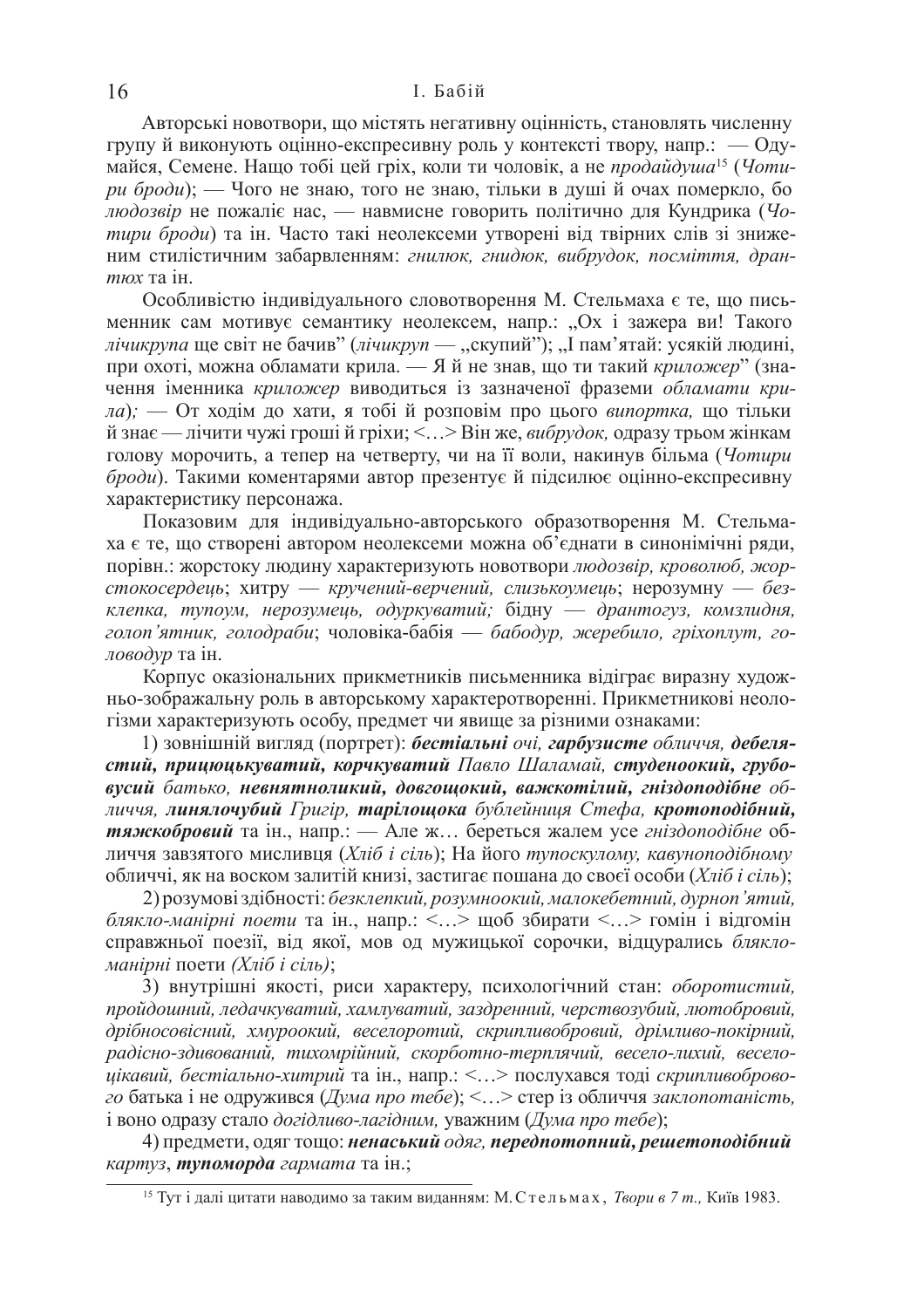Авторські новотвори, що містять негативну оцінність, становлять численну групу й виконують оцінно-експресивну роль у контексті твору, напр.: — Одумайся, Семене. Нащо тобі цей гріх, коли ти чоловік, а не *продайдуша*[15] (*Чотири броди*); — Чого не знаю, того не знаю, тільки в душі й очах померкло, бо *людозвір* не пожаліє нас, — навмисне говорить політично для Кундрика (*Чотири броди*) та ін. Часто такі неолексеми утворені від твірних слів зі зниженим стилістичним забарвленням: *гнилюк, гнидюк, вибрудок, посміття, драптюх* та ін.

Особливістю індивідуального словотворення М. Стельмаха є те, що письменник сам мотивує семантику неолексем, напр.: „Ох і зажера ви! Такого *лічикрупа* ще світ не бачив" (*лічикруп* — „скупий"); „І пам'ятай: усякій людині, при охоті, можна обламати крила. — Я й не знав, що ти такий *криложер*" (значення іменника *криложер* виводиться із зазначеної фраземи *обламати крила*); — От ходім до хати, я тобі й розповім про цього *випортка,* що тільки й знає — лічити чужі гроші й гріхи; <…> Він же, *вибрудок,* одразу трьом жінкам голову морочить, а тепер на четверту, чи на її воли, накинув більма (*Чотири броди*). Такими коментарями автор презентує й підсилює оцінно-експресивну характеристику персонажа.

Показовим для індивідуально-авторського образотворення М. Стельмаха є те, що створені автором неолексеми можна об'єднати в синонімічні ряди, порівн.: жорстоку людину характеризують новотвори *людозвір, кроволюб, жорстокосердець*; хитру — *кручений-верчений, слизькоумець*; нерозумну — *безклепка, тупоум, нерозумець, одуркуватий;* бідну — *драптогуз, комзлидня, голоп'ятник, голодраби*; чоловіка-бабія — *бабодур, жеребило, гріхоплут, головодур* та ін.

Корпус оказіональних прикметників письменника відіграє виразну художньо-зображальну роль в авторському характеротворенні. Прикметникові неологізми характеризують особу, предмет чи явище за різними ознаками:

1) зовнішній вигляд (портрет): ***бестіальні*** *очі,* ***гарбузисте*** *обличчя,* ***дебелястий, прицюцькуватий, корчкуватий*** *Павло Шаламай,* ***студеноокий, грубовусий*** *батько,* ***невнятноликий, довгощокий, важкотілий, гніздоподібне*** *обличчя,* ***линялочубий*** *Григір,* ***тарілощока*** *бублейниця Стефа,* ***кротоподібний, тяжкобровий*** та ін., напр.: — Але ж… береться жалем усе *гніздоподібне* обличчя завзятого мисливця (*Хліб і сіль*); На його *тупоскулому, кавуноподібному* обличчі, як на воском залитій книзі, застигає пошана до своєї особи (*Хліб і сіль*);

2) розумові здібності: *безклепкий, розумноокий, малокебетний, дурноп'ятий, блякло-манірні поети* та ін., напр.: <…> щоб збирати <…> гомін і відгомін справжньої поезії, від якої, мов од мужицької сорочки, відцурались *блякло-манірні* поети *(Хліб і сіль)*;

3) внутрішні якості, риси характеру, психологічний стан: *оборотистий, пройдошний, ледачкуватий, хамлуватий, заздренний, черствозубий, лютобровий, дрібносовісний, хмуроокий, веселоротий, скрипливобровий, дрімливо-покірний, радісно-здивований, тихомрійний, скорботно-терплячий, весело-лихий, весело-цікавий, бестіально-хитрий* та ін., напр.: <…> послухався тоді *скрипливоброво­го* батька і не одружився (*Дума про тебе*); <…> стер із обличчя *заклопотаність,* і воно одразу стало *догідливо-лагідним,* уважним (*Дума про тебе*);

4) предмети, одяг тощо: ***ненаський*** *одяг,* ***передпотопний, решетоподібний*** *картуз*, ***тупоморда*** *гармата* та ін.;

---

[15] Тут і далі цитати наводимо за таким виданням: М. С т е л ь м а х , *Твори в 7 т.,* Київ 1983.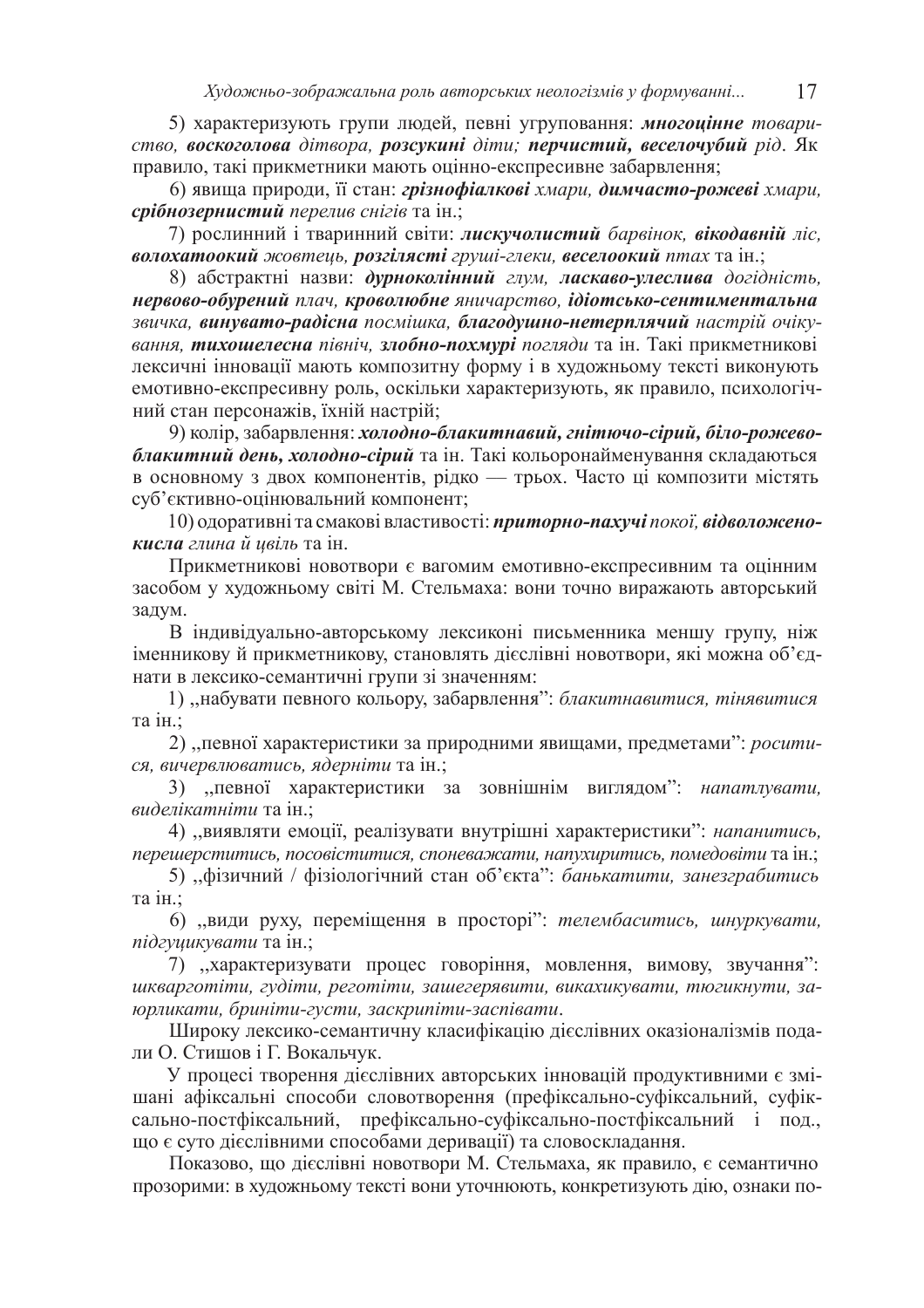5) характеризують групи людей, певні угруповання: ***многоцінне*** *товариство,* ***воскоголова*** *дітвора,* ***розсукині*** *діти;* ***перчистий, веселочубий*** *рід*. Як правило, такі прикметники мають оцінно-експресивне забарвлення;

6) явища природи, її стан: ***грізнофіалкові*** *хмари,* ***димчасто-рожеві*** *хмари,* ***срібнозернистий*** *перелив снігів* та ін.;

7) рослинний і тваринний світи: ***лискучолистий*** *барвінок,* ***вікодавній*** *ліс,* ***волохатоокий*** *жовтець,* ***розгілясті*** *груші-глеки,* ***веселоокий*** *птах* та ін.;

8) абстрактні назви: ***дурноколінний*** *глум,* ***ласкаво-улеслива*** *догідність,* ***нервово-обурений*** *плач,* ***кроволюбне*** *яничарство,* ***ідіотсько-сентиментальна*** *звичка,* ***винувато-радісна*** *посмішка,* ***благодушно-нетерплячий*** *настрій очікування,* ***тихошелесна*** *північ,* ***злобно-похмурі*** *погляди* та ін. Такі прикметникові лексичні інновації мають композитну форму і в художньому тексті виконують емотивно-експресивну роль, оскільки характеризують, як правило, психологічний стан персонажів, їхній настрій;

9) колір, забарвлення: ***холодно-блакитнавий, гнітюче-сірий, біло-рожево-блакитний день, холодно-сірий*** та ін. Такі кольоронайменування складаються в основному з двох компонентів, рідко — трьох. Часто ці композити містять суб'єктивно-оцінювальний компонент;

10) одоративні та смакові властивості: ***приторно-пахучі*** *покої,* ***відволожено-кисла*** *глина й цвіль* та ін.

Прикметникові новотвори є вагомим емотивно-експресивним та оцінним засобом у художньому світі М. Стельмаха: вони точно виражають авторський задум.

В індивідуально-авторському лексиконі письменника меншу групу, ніж іменникову й прикметникову, становлять дієслівні новотвори, які можна об'єднати в лексико-семантичні групи зі значенням:

1) „набувати певного кольору, забарвлення": *блакитнавитися, тінявитися* та ін.;

2) „певної характеристики за природними явищами, предметами": *роситися, вичервлюватись, ядерніти* та ін.;

3) „певної характеристики за зовнішнім виглядом": *напатлувати, виделікатніти* та ін.;

4) „виявляти емоції, реалізувати внутрішні характеристики": *напанитись, перешерститись, посовіститися, споневажати, напухиритись, помедовіти* та ін.;

5) „фізичний / фізіологічний стан об'єкта": *банькатити, занезграбитись* та ін.;

6) „види руху, переміщення в просторі": *телембаситись, шнуркувати, підгуцикувати* та ін.;

7) „характеризувати процес говоріння, мовлення, вимову, звучання": *шкваргогіти, гудіти, реготіти, зашегерявити, викахикувати, тюгикнути, заюрликати, бриніти-густи, заскрипіти-заспівати*.

Широку лексико-семантичну класифікацію дієслівних оказіоналізмів подали О. Стишов і Г. Вокальчук.

У процесі творення дієслівних авторських інновацій продуктивними є змішані афіксальні способи словотворення (префіксально-суфіксальний, суфіксально-постфіксальний, префіксально-суфіксально-постфіксальний і под., що є суто дієслівними способами деривації) та словоскладання.

Показово, що дієслівні новотвори М. Стельмаха, як правило, є семантично прозорими: в художньому тексті вони уточнюють, конкретизують дію, ознаки по-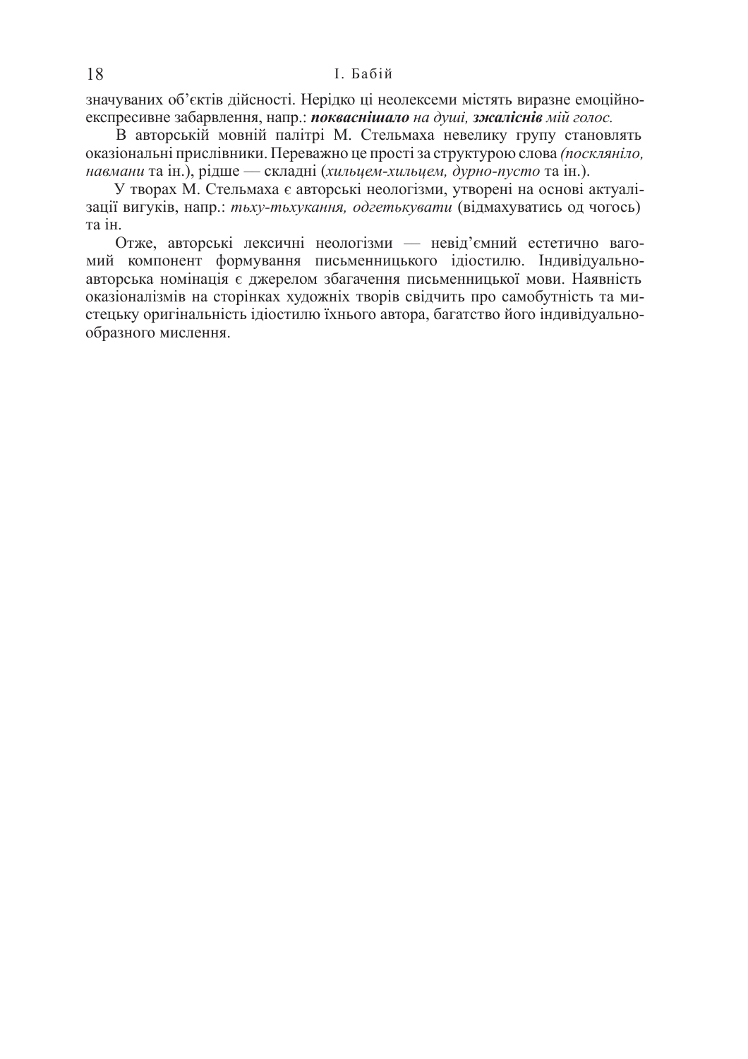значуваних об'єктів дійсності. Нерідко ці неолексеми містять виразне емоційно-експресивне забарвлення, напр.: ***покваснішало*** *на душі,* ***зжаліснів*** *мій голос.*

В авторській мовній палітрі М. Стельмаха невелику групу становлять оказіональні прислівники. Переважно це прості за структурою слова *(поскляніло, навмани* та ін.), рідше — складні (*хильцем-хильцем, дурно-пусто* та ін.).

У творах М. Стельмаха є авторські неологізми, утворені на основі актуалізації вигуків, напр.: *тьху-тьхукання, одгетькувати* (відмахуватись од чогось) та ін.

Отже, авторські лексичні неологізми — невід'ємний естетично вагомий компонент формування письменницького ідіостилю. Індивідуально-авторська номінація є джерелом збагачення письменницької мови. Наявність оказіоналізмів на сторінках художніх творів свідчить про самобутність та мистецьку оригінальність ідіостилю їхнього автора, багатство його індивідуально-образного мислення.